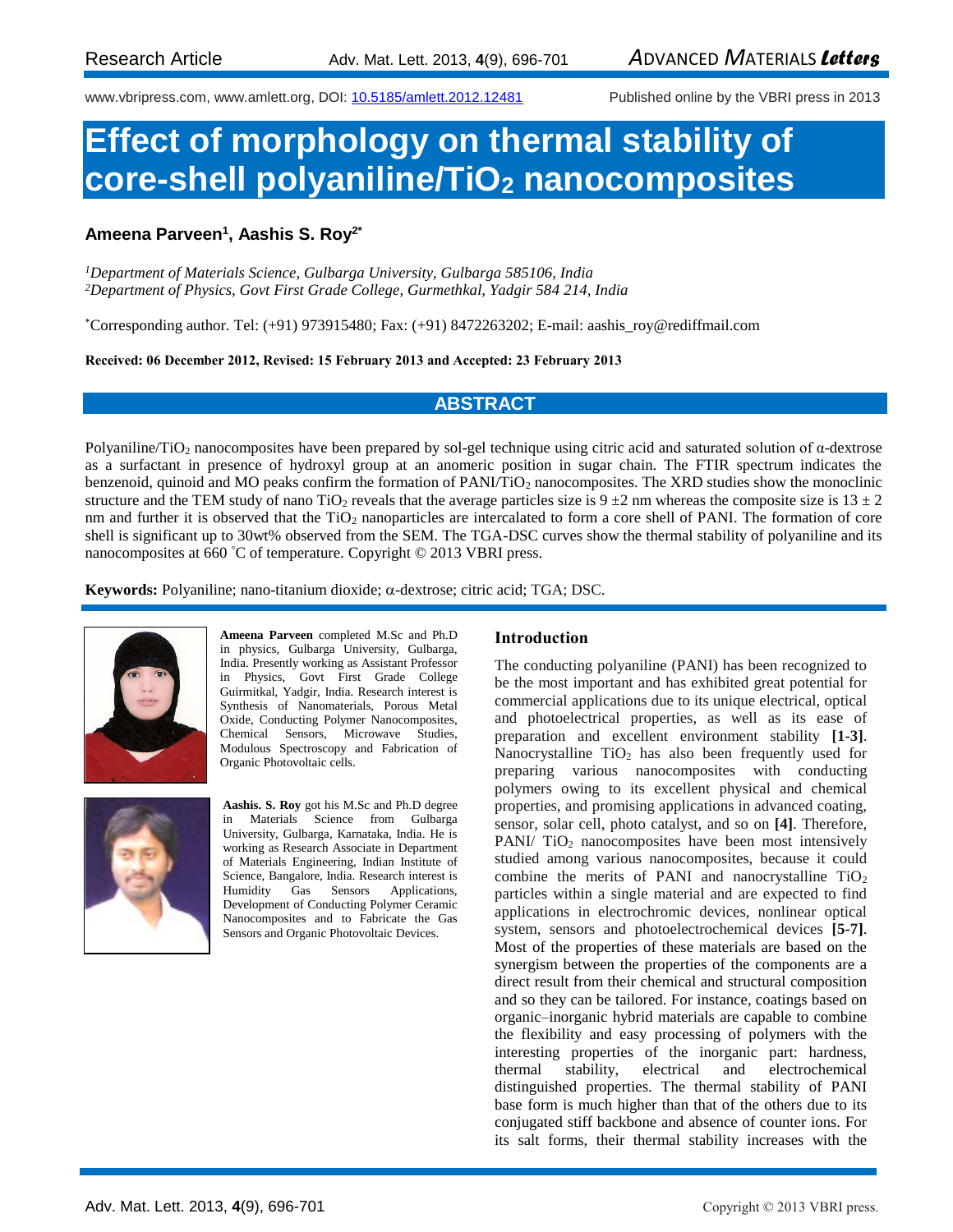Research Article

# Effect of morphology on thermal stability of core-shell polyaniline/$TiO_2$ nanocomposites

**Ameena Parveen[1], Aashis S. Roy[2*]**

*[1]Department of Materials Science, Gulbarga University, Gulbarga 585106, India*
*[2]Department of Physics, Govt First Grade College, Gurmethkal, Yadgir 584 214, India*

[*]Corresponding author. Tel: (+91) 973915480; Fax: (+91) 8472263202; E-mail: aashis_roy@rediffmail.com

**Received: 06 December 2012, Revised: 15 February 2013 and Accepted: 23 February 2013**

## ABSTRACT

Polyaniline/$TiO_2$ nanocomposites have been prepared by sol-gel technique using citric acid and saturated solution of α-dextrose as a surfactant in presence of hydroxyl group at an anomeric position in sugar chain. The FTIR spectrum indicates the benzenoid, quinoid and MO peaks confirm the formation of PANI/$TiO_2$ nanocomposites. The XRD studies show the monoclinic structure and the TEM study of nano $TiO_2$ reveals that the average particles size is $9 \pm 2$ nm whereas the composite size is $13 \pm 2$ nm and further it is observed that the $TiO_2$ nanoparticles are intercalated to form a core shell of PANI. The formation of core shell is significant up to 30wt% observed from the SEM. The TGA-DSC curves show the thermal stability of polyaniline and its nanocomposites at 660 ˚C of temperature. Copyright © 2013 VBRI press.

**Keywords:** Polyaniline; nano-titanium dioxide; α-dextrose; citric acid; TGA; DSC.

**Ameena Parveen** completed M.Sc and Ph.D in physics, Gulbarga University, Gulbarga, India. Presently working as Assistant Professor in Physics, Govt First Grade College Guirmitkal, Yadgir, India. Research interest is Synthesis of Nanomaterials, Porous Metal Oxide, Conducting Polymer Nanocomposites, Chemical Sensors, Microwave Studies, Modulous Spectroscopy and Fabrication of Organic Photovoltaic cells.

**Aashis. S. Roy** got his M.Sc and Ph.D degree in Materials Science from Gulbarga University, Gulbarga, Karnataka, India. He is working as Research Associate in Department of Materials Engineering, Indian Institute of Science, Bangalore, India. Research interest is Humidity Gas Sensors Applications, Development of Conducting Polymer Ceramic Nanocomposites and to Fabricate the Gas Sensors and Organic Photovoltaic Devices.

## Introduction

The conducting polyaniline (PANI) has been recognized to be the most important and has exhibited great potential for commercial applications due to its unique electrical, optical and photoelectrical properties, as well as its ease of preparation and excellent environment stability **[1-3]**. Nanocrystalline $TiO_2$ has also been frequently used for preparing various nanocomposites with conducting polymers owing to its excellent physical and chemical properties, and promising applications in advanced coating, sensor, solar cell, photo catalyst, and so on **[4]**. Therefore, PANI/ $TiO_2$ nanocomposites have been most intensively studied among various nanocomposites, because it could combine the merits of PANI and nanocrystalline $TiO_2$ particles within a single material and are expected to find applications in electrochromic devices, nonlinear optical system, sensors and photoelectrochemical devices **[5-7]**. Most of the properties of these materials are based on the synergism between the properties of the components are a direct result from their chemical and structural composition and so they can be tailored. For instance, coatings based on organic–inorganic hybrid materials are capable to combine the flexibility and easy processing of polymers with the interesting properties of the inorganic part: hardness, thermal stability, electrical and electrochemical distinguished properties. The thermal stability of PANI base form is much higher than that of the others due to its conjugated stiff backbone and absence of counter ions. For its salt forms, their thermal stability increases with the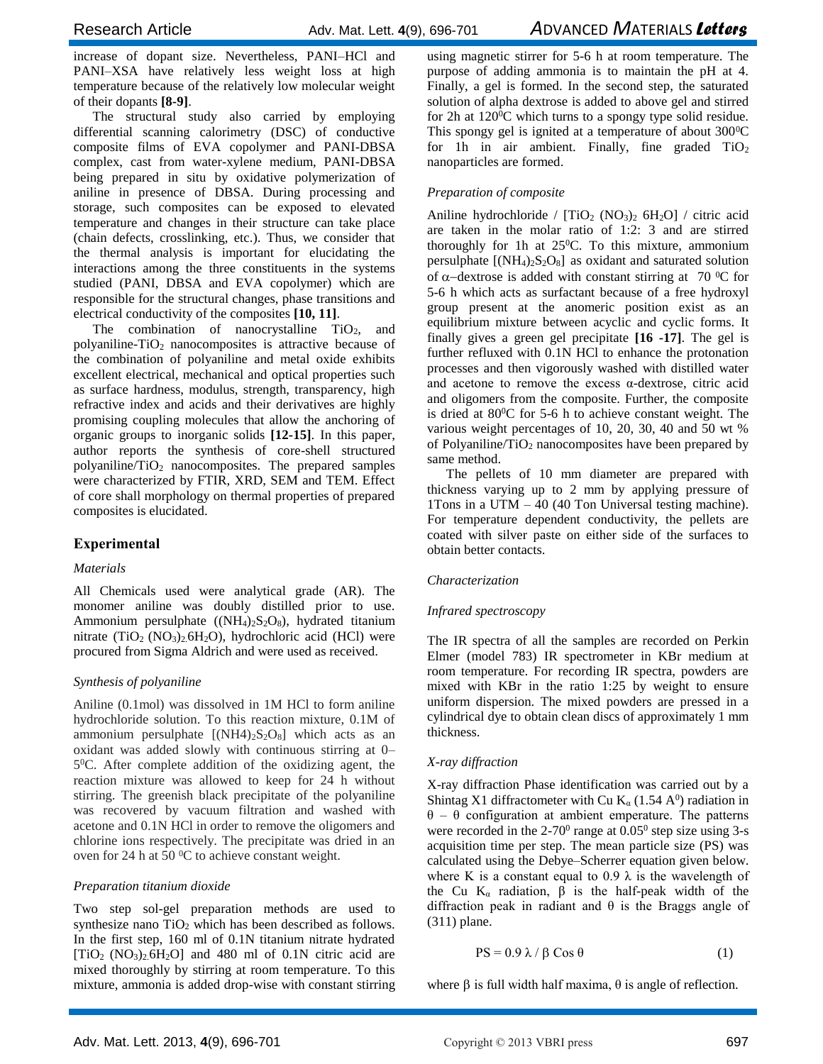increase of dopant size. Nevertheless, PANI–HCl and PANI–XSA have relatively less weight loss at high temperature because of the relatively low molecular weight of their dopants **[8-9]**.

The structural study also carried by employing differential scanning calorimetry (DSC) of conductive composite films of EVA copolymer and PANI-DBSA complex, cast from water-xylene medium, PANI-DBSA being prepared in situ by oxidative polymerization of aniline in presence of DBSA. During processing and storage, such composites can be exposed to elevated temperature and changes in their structure can take place (chain defects, crosslinking, etc.). Thus, we consider that the thermal analysis is important for elucidating the interactions among the three constituents in the systems studied (PANI, DBSA and EVA copolymer) which are responsible for the structural changes, phase transitions and electrical conductivity of the composites **[10, 11]**.

The combination of nanocrystalline $TiO_2$, and polyaniline-$TiO_2$ nanocomposites is attractive because of the combination of polyaniline and metal oxide exhibits excellent electrical, mechanical and optical properties such as surface hardness, modulus, strength, transparency, high refractive index and acids and their derivatives are highly promising coupling molecules that allow the anchoring of organic groups to inorganic solids **[12-15]**. In this paper, author reports the synthesis of core-shell structured polyaniline/$TiO_2$ nanocomposites. The prepared samples were characterized by FTIR, XRD, SEM and TEM. Effect of core shall morphology on thermal properties of prepared composites is elucidated.

## Experimental

### *Materials*

All Chemicals used were analytical grade (AR). The monomer aniline was doubly distilled prior to use. Ammonium persulphate ($(NH_4)_2S_2O_8$), hydrated titanium nitrate ($TiO_2\ (NO_3)_2.6H_2O$), hydrochloric acid (HCl) were procured from Sigma Aldrich and were used as received.

### *Synthesis of polyaniline*

Aniline (0.1mol) was dissolved in 1M HCl to form aniline hydrochloride solution. To this reaction mixture, 0.1M of ammonium persulphate [$(NH4)_2S_2O_8$] which acts as an oxidant was added slowly with continuous stirring at 0–5$^0$C. After complete addition of the oxidizing agent, the reaction mixture was allowed to keep for 24 h without stirring. The greenish black precipitate of the polyaniline was recovered by vacuum filtration and washed with acetone and 0.1N HCl in order to remove the oligomers and chlorine ions respectively. The precipitate was dried in an oven for 24 h at 50 $^0$C to achieve constant weight.

### *Preparation titanium dioxide*

Two step sol-gel preparation methods are used to synthesize nano $TiO_2$ which has been described as follows. In the first step, 160 ml of 0.1N titanium nitrate hydrated [$TiO_2\ (NO_3)_2.6H_2O$] and 480 ml of 0.1N citric acid are mixed thoroughly by stirring at room temperature. To this mixture, ammonia is added drop-wise with constant stirring using magnetic stirrer for 5-6 h at room temperature. The purpose of adding ammonia is to maintain the pH at 4. Finally, a gel is formed. In the second step, the saturated solution of alpha dextrose is added to above gel and stirred for 2h at 120$^0$C which turns to a spongy type solid residue. This spongy gel is ignited at a temperature of about 300$^0$C for 1h in air ambient. Finally, fine graded $TiO_2$ nanoparticles are formed.

### *Preparation of composite*

Aniline hydrochloride / [$TiO_2\ (NO_3)_2\ 6H_2O$] / citric acid are taken in the molar ratio of 1:2: 3 and are stirred thoroughly for 1h at 25$^0$C. To this mixture, ammonium persulphate [$(NH_4)_2S_2O_8$] as oxidant and saturated solution of α−dextrose is added with constant stirring at 70 $^0$C for 5-6 h which acts as surfactant because of a free hydroxyl group present at the anomeric position exist as an equilibrium mixture between acyclic and cyclic forms. It finally gives a green gel precipitate **[16 -17]**. The gel is further refluxed with 0.1N HCl to enhance the protonation processes and then vigorously washed with distilled water and acetone to remove the excess α-dextrose, citric acid and oligomers from the composite. Further, the composite is dried at 80$^0$C for 5-6 h to achieve constant weight. The various weight percentages of 10, 20, 30, 40 and 50 wt % of Polyaniline/$TiO_2$ nanocomposites have been prepared by same method.

The pellets of 10 mm diameter are prepared with thickness varying up to 2 mm by applying pressure of 1Tons in a UTM – 40 (40 Ton Universal testing machine). For temperature dependent conductivity, the pellets are coated with silver paste on either side of the surfaces to obtain better contacts.

### *Characterization*

### *Infrared spectroscopy*

The IR spectra of all the samples are recorded on Perkin Elmer (model 783) IR spectrometer in KBr medium at room temperature. For recording IR spectra, powders are mixed with KBr in the ratio 1:25 by weight to ensure uniform dispersion. The mixed powders are pressed in a cylindrical dye to obtain clean discs of approximately 1 mm thickness.

### *X-ray diffraction*

X-ray diffraction Phase identification was carried out by a Shintag X1 diffractometer with Cu $K_\alpha$ (1.54 A$^0$) radiation in θ – θ configuration at ambient emperature. The patterns were recorded in the 2-70$^0$ range at 0.05$^0$ step size using 3-s acquisition time per step. The mean particle size (PS) was calculated using the Debye–Scherrer equation given below. where K is a constant equal to 0.9 λ is the wavelength of the Cu $K_\alpha$ radiation, β is the half-peak width of the diffraction peak in radiant and θ is the Braggs angle of (311) plane.

$$PS = 0.9\,\lambda / \beta\, \text{Cos}\,\theta \tag{1}$$

where β is full width half maxima, θ is angle of reflection.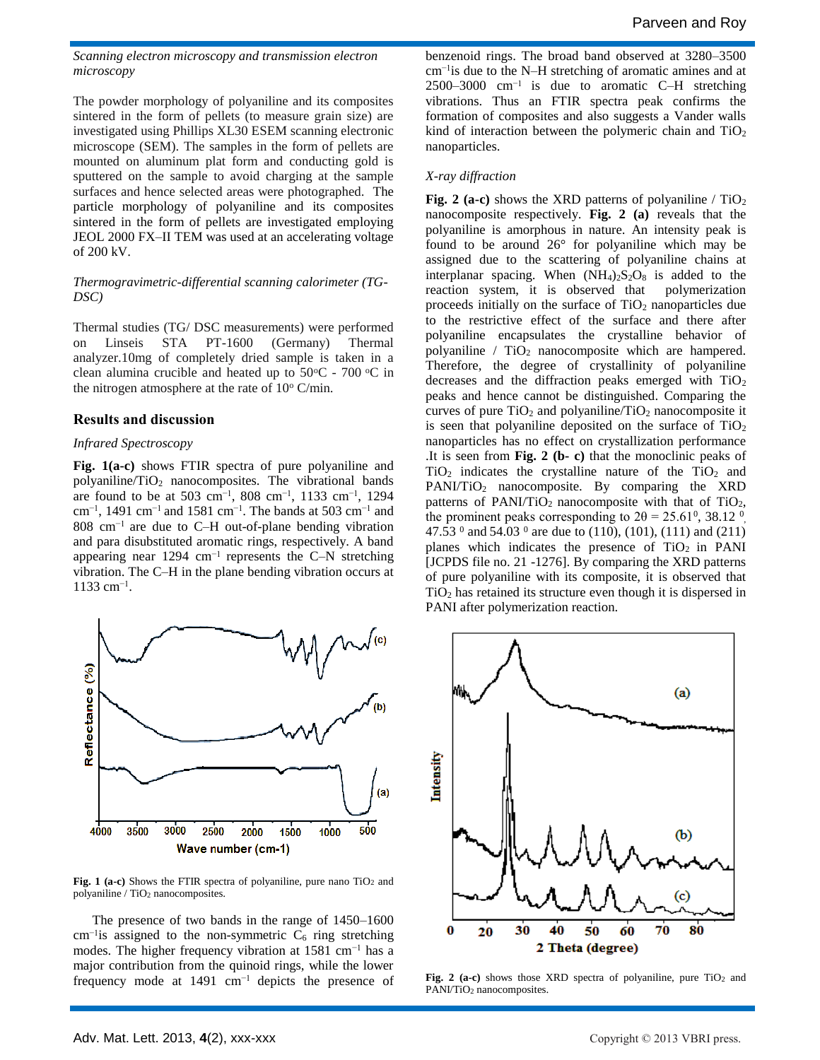*Scanning electron microscopy and transmission electron microscopy*

The powder morphology of polyaniline and its composites sintered in the form of pellets (to measure grain size) are investigated using Phillips XL30 ESEM scanning electronic microscope (SEM). The samples in the form of pellets are mounted on aluminum plat form and conducting gold is sputtered on the sample to avoid charging at the sample surfaces and hence selected areas were photographed. The particle morphology of polyaniline and its composites sintered in the form of pellets are investigated employing JEOL 2000 FX–II TEM was used at an accelerating voltage of 200 kV.

*Thermogravimetric-differential scanning calorimeter (TG-DSC)*

Thermal studies (TG/ DSC measurements) were performed on Linseis STA PT-1600 (Germany) Thermal analyzer.10mg of completely dried sample is taken in a clean alumina crucible and heated up to 50°C - 700 °C in the nitrogen atmosphere at the rate of 10° C/min.

## Results and discussion

*Infrared Spectroscopy*

**Fig. 1(a-c)** shows FTIR spectra of pure polyaniline and polyaniline/$TiO_2$ nanocomposites. The vibrational bands are found to be at 503 $cm^{-1}$, 808 $cm^{-1}$, 1133 $cm^{-1}$, 1294 $cm^{-1}$, 1491 $cm^{-1}$ and 1581 $cm^{-1}$. The bands at 503 $cm^{-1}$ and 808 $cm^{-1}$ are due to C–H out-of-plane bending vibration and para disubstituted aromatic rings, respectively. A band appearing near 1294 $cm^{-1}$ represents the C–N stretching vibration. The C–H in the plane bending vibration occurs at 1133 $cm^{-1}$.

**Fig. 1 (a-c)** Shows the FTIR spectra of polyaniline, pure nano $TiO_2$ and polyaniline / $TiO_2$ nanocomposites.

The presence of two bands in the range of 1450–1600 $cm^{-1}$is assigned to the non-symmetric $C_6$ ring stretching modes. The higher frequency vibration at 1581 $cm^{-1}$ has a major contribution from the quinoid rings, while the lower frequency mode at 1491 $cm^{-1}$ depicts the presence of benzenoid rings. The broad band observed at 3280–3500 $cm^{-1}$is due to the N–H stretching of aromatic amines and at 2500–3000 $cm^{-1}$ is due to aromatic C–H stretching vibrations. Thus an FTIR spectra peak confirms the formation of composites and also suggests a Vander walls kind of interaction between the polymeric chain and $TiO_2$ nanoparticles.

*X-ray diffraction*

**Fig. 2 (a-c)** shows the XRD patterns of polyaniline / $TiO_2$ nanocomposite respectively. **Fig. 2 (a)** reveals that the polyaniline is amorphous in nature. An intensity peak is found to be around 26° for polyaniline which may be assigned due to the scattering of polyaniline chains at interplanar spacing. When $(NH_4)_2S_2O_8$ is added to the reaction system, it is observed that polymerization proceeds initially on the surface of $TiO_2$ nanoparticles due to the restrictive effect of the surface and there after polyaniline encapsulates the crystalline behavior of polyaniline / $TiO_2$ nanocomposite which are hampered. Therefore, the degree of crystallinity of polyaniline decreases and the diffraction peaks emerged with $TiO_2$ peaks and hence cannot be distinguished. Comparing the curves of pure $TiO_2$ and polyaniline/$TiO_2$ nanocomposite it is seen that polyaniline deposited on the surface of $TiO_2$ nanoparticles has no effect on crystallization performance .It is seen from **Fig. 2 (b- c)** that the monoclinic peaks of $TiO_2$ indicates the crystalline nature of the $TiO_2$ and PANI/$TiO_2$ nanocomposite. By comparing the XRD patterns of PANI/$TiO_2$ nanocomposite with that of $TiO_2$, the prominent peaks corresponding to $2\theta = 25.61^0$, $38.12^0$, $47.53^0$ and $54.03^0$ are due to (110), (101), (111) and (211) planes which indicates the presence of $TiO_2$ in PANI [JCPDS file no. 21 -1276]. By comparing the XRD patterns of pure polyaniline with its composite, it is observed that $TiO_2$ has retained its structure even though it is dispersed in PANI after polymerization reaction.

**Fig. 2 (a-c)** shows those XRD spectra of polyaniline, pure $TiO_2$ and PANI/$TiO_2$ nanocomposites.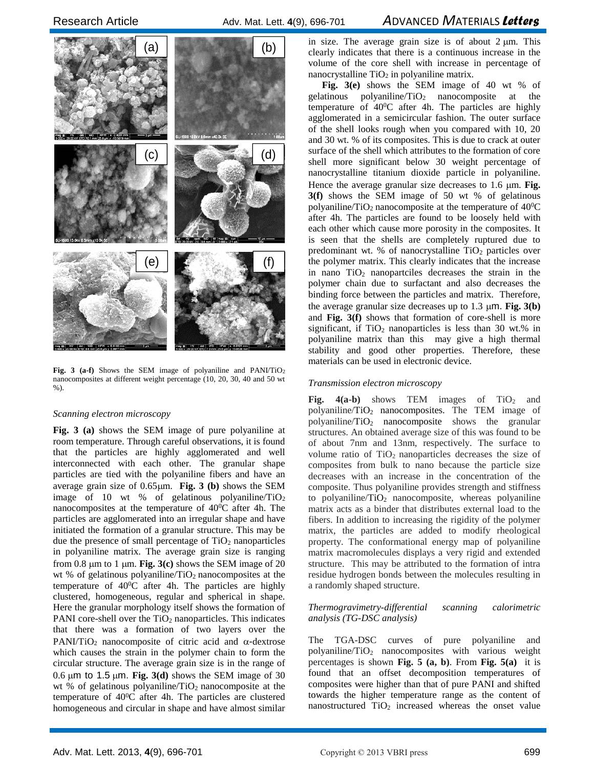Fig. 3 (a-f) Shows the SEM image of polyaniline and PANI/$TiO_2$ nanocomposites at different weight percentage (10, 20, 30, 40 and 50 wt %).

*Scanning electron microscopy*

**Fig. 3 (a)** shows the SEM image of pure polyaniline at room temperature. Through careful observations, it is found that the particles are highly agglomerated and well interconnected with each other. The granular shape particles are tied with the polyaniline fibers and have an average grain size of 0.65μm. **Fig. 3 (b)** shows the SEM image of 10 wt % of gelatinous polyaniline/$TiO_2$ nanocomposites at the temperature of $40^0$C after 4h. The particles are agglomerated into an irregular shape and have initiated the formation of a granular structure. This may be due the presence of small percentage of $TiO_2$ nanoparticles in polyaniline matrix. The average grain size is ranging from 0.8 μm to 1 μm. **Fig. 3(c)** shows the SEM image of 20 wt % of gelatinous polyaniline/$TiO_2$ nanocomposites at the temperature of $40^0$C after 4h. The particles are highly clustered, homogeneous, regular and spherical in shape. Here the granular morphology itself shows the formation of PANI core-shell over the $TiO_2$ nanoparticles. This indicates that there was a formation of two layers over the PANI/$TiO_2$ nanocomposite of citric acid and α-dextrose which causes the strain in the polymer chain to form the circular structure. The average grain size is in the range of 0.6 μm to 1.5 μm. **Fig. 3(d)** shows the SEM image of 30 wt % of gelatinous polyaniline/$TiO_2$ nanocomposite at the temperature of $40^0$C after 4h. The particles are clustered homogeneous and circular in shape and have almost similar in size. The average grain size is of about 2 μm. This clearly indicates that there is a continuous increase in the volume of the core shell with increase in percentage of nanocrystalline $TiO_2$ in polyaniline matrix.

**Fig. 3(e)** shows the SEM image of 40 wt % of gelatinous polyaniline/$TiO_2$ nanocomposite at the temperature of $40^0$C after 4h. The particles are highly agglomerated in a semicircular fashion. The outer surface of the shell looks rough when you compared with 10, 20 and 30 wt. % of its composites. This is due to crack at outer surface of the shell which attributes to the formation of core shell more significant below 30 weight percentage of nanocrystalline titanium dioxide particle in polyaniline. Hence the average granular size decreases to 1.6 μm. **Fig. 3(f)** shows the SEM image of 50 wt % of gelatinous polyaniline/$TiO_2$ nanocomposite at the temperature of $40^0$C after 4h. The particles are found to be loosely held with each other which cause more porosity in the composites. It is seen that the shells are completely ruptured due to predominant wt. % of nanocrystalline $TiO_2$ particles over the polymer matrix. This clearly indicates that the increase in nano $TiO_2$ nanopartciles decreases the strain in the polymer chain due to surfactant and also decreases the binding force between the particles and matrix. Therefore, the average granular size decreases up to 1.3 μm. **Fig. 3(b)** and **Fig. 3(f)** shows that formation of core-shell is more significant, if $TiO_2$ nanoparticles is less than 30 wt.% in polyaniline matrix than this may give a high thermal stability and good other properties. Therefore, these materials can be used in electronic device.

*Transmission electron microscopy*

**Fig. 4(a-b)** shows TEM images of $TiO_2$ and polyaniline/$TiO_2$ nanocomposites. The TEM image of polyaniline/$TiO_2$ nanocomposite shows the granular structures. An obtained average size of this was found to be of about 7nm and 13nm, respectively. The surface to volume ratio of $TiO_2$ nanoparticles decreases the size of composites from bulk to nano because the particle size decreases with an increase in the concentration of the composite. Thus polyaniline provides strength and stiffness to polyaniline/$TiO_2$ nanocomposite, whereas polyaniline matrix acts as a binder that distributes external load to the fibers. In addition to increasing the rigidity of the polymer matrix, the particles are added to modify rheological property. The conformational energy map of polyaniline matrix macromolecules displays a very rigid and extended structure. This may be attributed to the formation of intra residue hydrogen bonds between the molecules resulting in a randomly shaped structure.

*Thermogravimetry-differential scanning calorimetric analysis (TG-DSC analysis)*

The TGA-DSC curves of pure polyaniline and polyaniline/$TiO_2$ nanocomposites with various weight percentages is shown **Fig. 5 (a, b)**. From **Fig. 5(a)** it is found that an offset decomposition temperatures of composites were higher than that of pure PANI and shifted towards the higher temperature range as the content of nanostructured $TiO_2$ increased whereas the onset value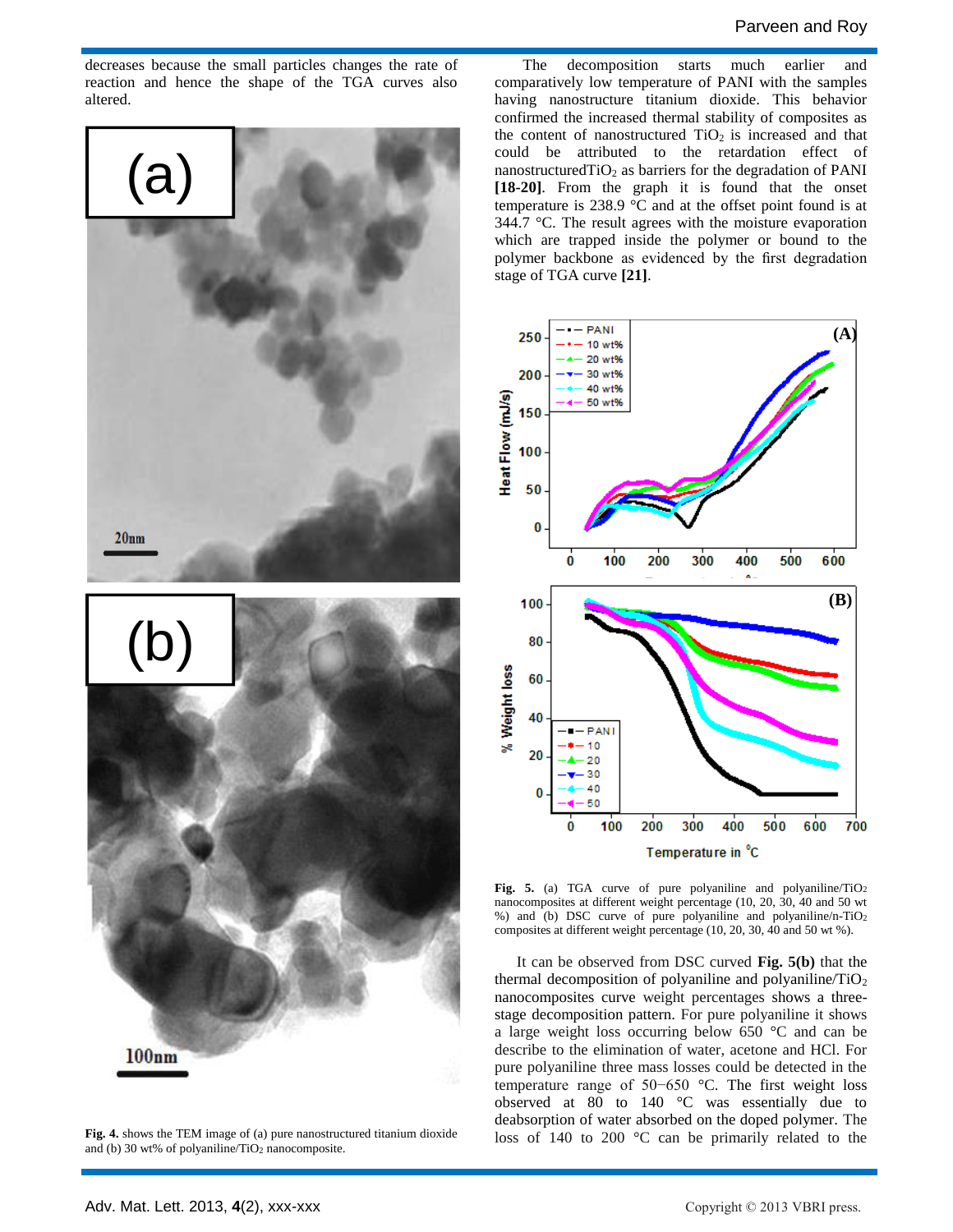decreases because the small particles changes the rate of reaction and hence the shape of the TGA curves also altered.

Fig. 4. shows the TEM image of (a) pure nanostructured titanium dioxide and (b) 30 wt% of polyaniline/$TiO_2$ nanocomposite.

The decomposition starts much earlier and comparatively low temperature of PANI with the samples having nanostructure titanium dioxide. This behavior confirmed the increased thermal stability of composites as the content of nanostructured $TiO_2$ is increased and that could be attributed to the retardation effect of nanostructured$TiO_2$ as barriers for the degradation of PANI **[18-20]**. From the graph it is found that the onset temperature is 238.9 °C and at the offset point found is at 344.7 °C. The result agrees with the moisture evaporation which are trapped inside the polymer or bound to the polymer backbone as evidenced by the first degradation stage of TGA curve **[21]**.

**Fig. 5.** (a) TGA curve of pure polyaniline and polyaniline/$TiO_2$ nanocomposites at different weight percentage (10, 20, 30, 40 and 50 wt %) and (b) DSC curve of pure polyaniline and polyaniline/n-$TiO_2$ composites at different weight percentage (10, 20, 30, 40 and 50 wt %).

It can be observed from DSC curved **Fig. 5(b)** that the thermal decomposition of polyaniline and polyaniline/$TiO_2$ nanocomposites curve weight percentages shows a three-stage decomposition pattern. For pure polyaniline it shows a large weight loss occurring below 650 °C and can be describe to the elimination of water, acetone and HCl. For pure polyaniline three mass losses could be detected in the temperature range of 50−650 °C. The first weight loss observed at 80 to 140 °C was essentially due to deabsorption of water absorbed on the doped polymer. The loss of 140 to 200 °C can be primarily related to the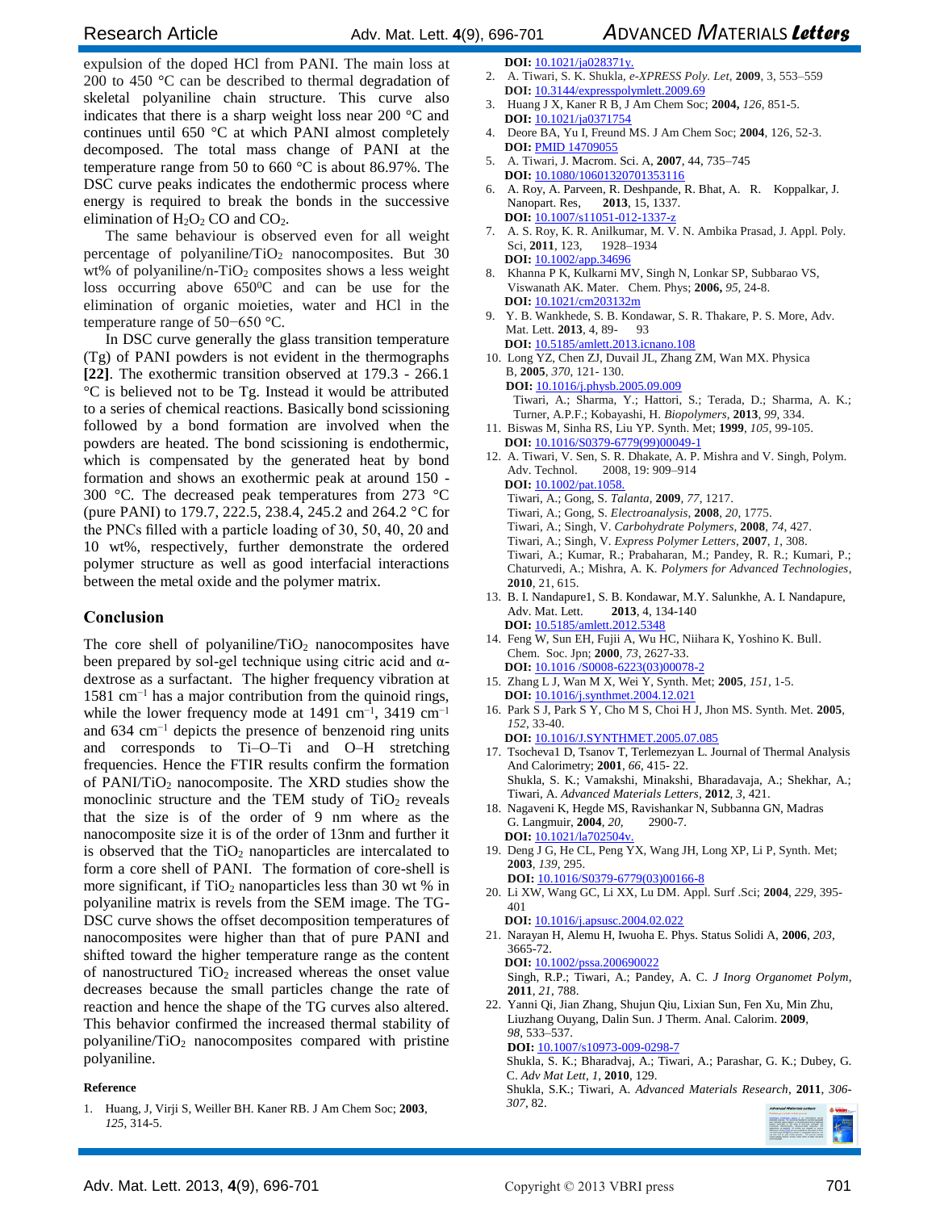expulsion of the doped HCl from PANI. The main loss at 200 to 450 °C can be described to thermal degradation of skeletal polyaniline chain structure. This curve also indicates that there is a sharp weight loss near 200 °C and continues until 650 °C at which PANI almost completely decomposed. The total mass change of PANI at the temperature range from 50 to 660 °C is about 86.97%. The DSC curve peaks indicates the endothermic process where energy is required to break the bonds in the successive elimination of $H_2O_2$ CO and $CO_2$.

The same behaviour is observed even for all weight percentage of polyaniline/$TiO_2$ nanocomposites. But 30 wt% of polyaniline/n-$TiO_2$ composites shows a less weight loss occurring above $650^0$C and can be use for the elimination of organic moieties, water and HCl in the temperature range of 50−650 °C.

In DSC curve generally the glass transition temperature (Tg) of PANI powders is not evident in the thermographs **[22]**. The exothermic transition observed at 179.3 - 266.1 °C is believed not to be Tg. Instead it would be attributed to a series of chemical reactions. Basically bond scissioning followed by a bond formation are involved when the powders are heated. The bond scissioning is endothermic, which is compensated by the generated heat by bond formation and shows an exothermic peak at around 150 - 300 °C. The decreased peak temperatures from 273 °C (pure PANI) to 179.7, 222.5, 238.4, 245.2 and 264.2 °C for the PNCs filled with a particle loading of 30, 50, 40, 20 and 10 wt%, respectively, further demonstrate the ordered polymer structure as well as good interfacial interactions between the metal oxide and the polymer matrix.

## Conclusion

The core shell of polyaniline/$TiO_2$ nanocomposites have been prepared by sol-gel technique using citric acid and α-dextrose as a surfactant. The higher frequency vibration at 1581 $cm^{-1}$ has a major contribution from the quinoid rings, while the lower frequency mode at 1491 $cm^{-1}$, 3419 $cm^{-1}$ and 634 $cm^{-1}$ depicts the presence of benzenoid ring units and corresponds to Ti–O–Ti and O–H stretching frequencies. Hence the FTIR results confirm the formation of PANI/$TiO_2$ nanocomposite. The XRD studies show the monoclinic structure and the TEM study of $TiO_2$ reveals that the size is of the order of 9 nm where as the nanocomposite size it is of the order of 13nm and further it is observed that the $TiO_2$ nanoparticles are intercalated to form a core shell of PANI. The formation of core-shell is more significant, if $TiO_2$ nanoparticles less than 30 wt % in polyaniline matrix is revels from the SEM image. The TG-DSC curve shows the offset decomposition temperatures of nanocomposites were higher than that of pure PANI and shifted toward the higher temperature range as the content of nanostructured $TiO_2$ increased whereas the onset value decreases because the small particles change the rate of reaction and hence the shape of the TG curves also altered. This behavior confirmed the increased thermal stability of polyaniline/$TiO_2$ nanocomposites compared with pristine polyaniline.

#### Reference

1. Huang, J, Virji S, Weiller BH. Kaner RB. J Am Chem Soc; **2003**, *125*, 314-5.
   **DOI:** 10.1021/ja028371y.
2. A. Tiwari, S. K. Shukla, *e-XPRESS Poly. Let*, **2009**, 3, 553–559
   **DOI:** 10.3144/expresspolymlett.2009.69
3. Huang J X, Kaner R B, J Am Chem Soc; **2004,** *126*, 851-5.
   **DOI:** 10.1021/ja0371754
4. Deore BA, Yu I, Freund MS. J Am Chem Soc; **2004**, 126, 52-3.
   **DOI:** PMID 14709055
5. A. Tiwari, J. Macrom. Sci. A, **2007**, 44, 735–745
   **DOI:** 10.1080/10601320701353116
6. A. Roy, A. Parveen, R. Deshpande, R. Bhat, A. R. Koppalkar, J. Nanopart. Res, **2013**, 15, 1337.
   **DOI:** 10.1007/s11051-012-1337-z
7. A. S. Roy, K. R. Anilkumar, M. V. N. Ambika Prasad, J. Appl. Poly. Sci, **2011**, 123, 1928–1934
   **DOI:** 10.1002/app.34696
8. Khanna P K, Kulkarni MV, Singh N, Lonkar SP, Subbarao VS, Viswanath AK. Mater. Chem. Phys; **2006,** *95*, 24-8.
   **DOI:** 10.1021/cm203132m
9. Y. B. Wankhede, S. B. Kondawar, S. R. Thakare, P. S. More, Adv. Mat. Lett. **2013**, 4, 89- 93
   **DOI:** 10.5185/amlett.2013.icnano.108
10. Long YZ, Chen ZJ, Duvail JL, Zhang ZM, Wan MX. Physica B, **2005**, *370*, 121- 130.
    **DOI:** 10.1016/j.physb.2005.09.009
    Tiwari, A.; Sharma, Y.; Hattori, S.; Terada, D.; Sharma, A. K.; Turner, A.P.F.; Kobayashi, H. *Biopolymers*, **2013**, *99*, 334.
11. Biswas M, Sinha RS, Liu YP. Synth. Met; **1999**, *105*, 99-105.
    **DOI:** 10.1016/S0379-6779(99)00049-1
12. A. Tiwari, V. Sen, S. R. Dhakate, A. P. Mishra and V. Singh, Polym. Adv. Technol. 2008, 19: 909–914
    **DOI:** 10.1002/pat.1058.
    Tiwari, A.; Gong, S. *Talanta*, **2009**, *77*, 1217.
    Tiwari, A.; Gong, S. *Electroanalysis*, **2008**, *20*, 1775.
    Tiwari, A.; Singh, V. *Carbohydrate Polymers*, **2008**, *74*, 427.
    Tiwari, A.; Singh, V. *Express Polymer Letters*, **2007**, *1*, 308.
    Tiwari, A.; Kumar, R.; Prabaharan, M.; Pandey, R. R.; Kumari, P.; Chaturvedi, A.; Mishra, A. K. *Polymers for Advanced Technologies*, **2010**, 21, 615.
13. B. I. Nandapure1, S. B. Kondawar, M.Y. Salunkhe, A. I. Nandapure, Adv. Mat. Lett. **2013**, 4, 134-140
    **DOI:** 10.5185/amlett.2012.5348
14. Feng W, Sun EH, Fujii A, Wu HC, Niihara K, Yoshino K. Bull. Chem. Soc. Jpn; **2000**, *73*, 2627-33.
    **DOI:** 10.1016 /S0008-6223(03)00078-2
15. Zhang L J, Wan M X, Wei Y, Synth. Met; **2005**, *151*, 1-5.
    **DOI:** 10.1016/j.synthmet.2004.12.021
16. Park S J, Park S Y, Cho M S, Choi H J, Jhon MS. Synth. Met. **2005**, *152*, 33-40.
    **DOI:** 10.1016/J.SYNTHMET.2005.07.085
17. Tsocheva1 D, Tsanov T, Terlemezyan L. Journal of Thermal Analysis And Calorimetry; **2001**, *66*, 415- 22.
    Shukla, S. K.; Vamakshi, Minakshi, Bharadavaja, A.; Shekhar, A.; Tiwari, A. *Advanced Materials Letters*, **2012**, *3*, 421.
18. Nagaveni K, Hegde MS, Ravishankar N, Subbanna GN, Madras G. Langmuir, **2004**, *20*, 2900-7.
    **DOI:** 10.1021/la702504v.
19. Deng J G, He CL, Peng YX, Wang JH, Long XP, Li P, Synth. Met; **2003**, *139*, 295.
    **DOI:** 10.1016/S0379-6779(03)00166-8
20. Li XW, Wang GC, Li XX, Lu DM. Appl. Surf .Sci; **2004**, *229*, 395-401
    **DOI:** 10.1016/j.apsusc.2004.02.022
21. Narayan H, Alemu H, Iwuoha E. Phys. Status Solidi A, **2006**, *203*, 3665-72.
    **DOI:** 10.1002/pssa.200690022
    Singh, R.P.; Tiwari, A.; Pandey, A. C. *J Inorg Organomet Polym*, **2011**, *21*, 788.
22. Yanni Qi, Jian Zhang, Shujun Qiu, Lixian Sun, Fen Xu, Min Zhu, Liuzhang Ouyang, Dalin Sun. J Therm. Anal. Calorim. **2009**, *98*, 533–537.
    **DOI:** 10.1007/s10973-009-0298-7
    Shukla, S. K.; Bharadvaj, A.; Tiwari, A.; Parashar, G. K.; Dubey, G. C. *Adv Mat Lett*, *1*, **2010**, 129.
    Shukla, S.K.; Tiwari, A. *Advanced Materials Research*, **2011**, *306-307*, 82.